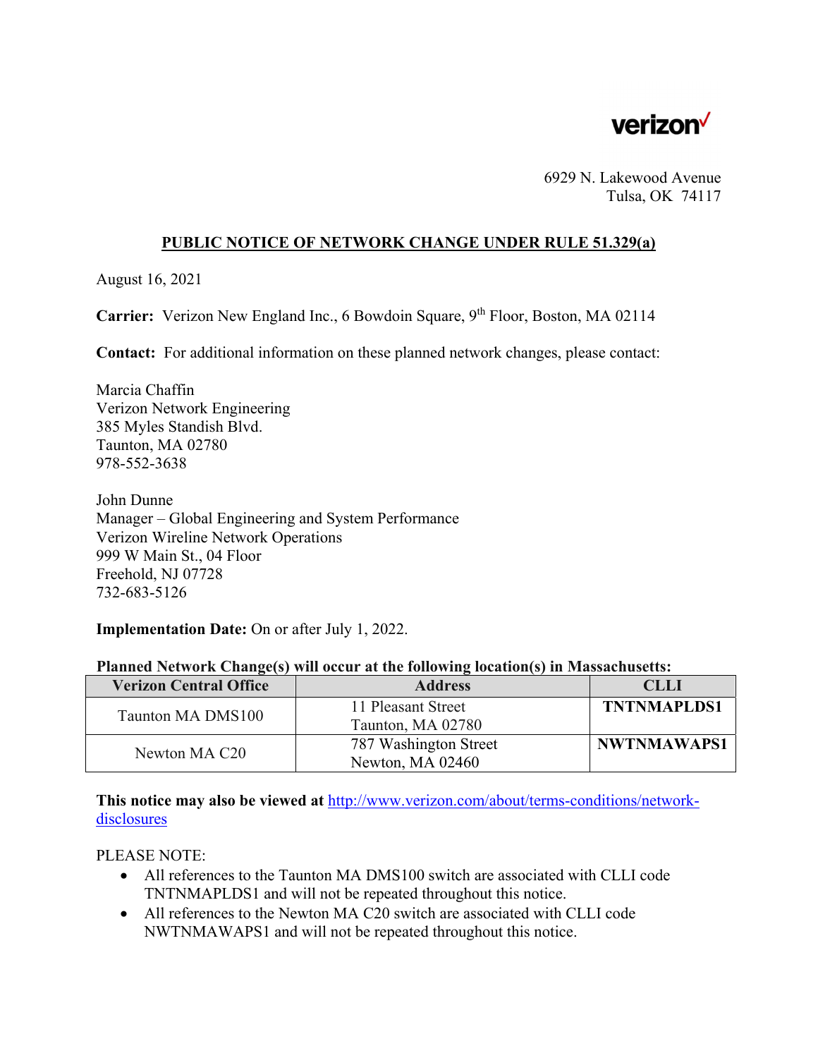verizon

6929 N. Lakewood Avenue
Tulsa, OK 74117

# PUBLIC NOTICE OF NETWORK CHANGE UNDER RULE 51.329(a)

August 16, 2021

**Carrier:** Verizon New England Inc., 6 Bowdoin Square, 9th Floor, Boston, MA 02114

**Contact:** For additional information on these planned network changes, please contact:

Marcia Chaffin
Verizon Network Engineering
385 Myles Standish Blvd.
Taunton, MA 02780
978-552-3638

John Dunne
Manager – Global Engineering and System Performance
Verizon Wireline Network Operations
999 W Main St., 04 Floor
Freehold, NJ 07728
732-683-5126

**Implementation Date:** On or after July 1, 2022.

**Planned Network Change(s) will occur at the following location(s) in Massachusetts:**

| Verizon Central Office | Address | CLLI |
|---|---|---|
| Taunton MA DMS100 | 11 Pleasant Street<br>Taunton, MA 02780 | **TNTNMAPLDS1** |
| Newton MA C20 | 787 Washington Street<br>Newton, MA 02460 | **NWTNMAWAPS1** |

**This notice may also be viewed at** http://www.verizon.com/about/terms-conditions/network-disclosures

PLEASE NOTE:

- All references to the Taunton MA DMS100 switch are associated with CLLI code TNTNMAPLDS1 and will not be repeated throughout this notice.
- All references to the Newton MA C20 switch are associated with CLLI code NWTNMAWAPS1 and will not be repeated throughout this notice.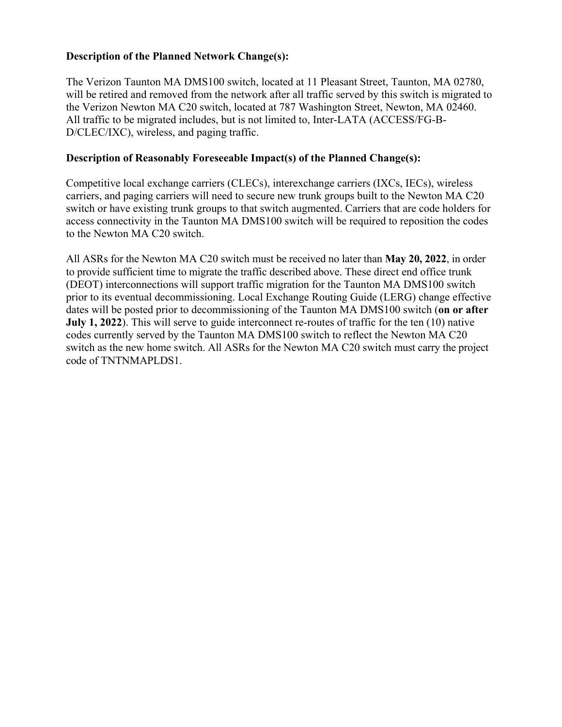**Description of the Planned Network Change(s):**

The Verizon Taunton MA DMS100 switch, located at 11 Pleasant Street, Taunton, MA 02780, will be retired and removed from the network after all traffic served by this switch is migrated to the Verizon Newton MA C20 switch, located at 787 Washington Street, Newton, MA 02460. All traffic to be migrated includes, but is not limited to, Inter-LATA (ACCESS/FG-B-D/CLEC/IXC), wireless, and paging traffic.

**Description of Reasonably Foreseeable Impact(s) of the Planned Change(s):**

Competitive local exchange carriers (CLECs), interexchange carriers (IXCs, IECs), wireless carriers, and paging carriers will need to secure new trunk groups built to the Newton MA C20 switch or have existing trunk groups to that switch augmented. Carriers that are code holders for access connectivity in the Taunton MA DMS100 switch will be required to reposition the codes to the Newton MA C20 switch.

All ASRs for the Newton MA C20 switch must be received no later than **May 20, 2022**, in order to provide sufficient time to migrate the traffic described above. These direct end office trunk (DEOT) interconnections will support traffic migration for the Taunton MA DMS100 switch prior to its eventual decommissioning. Local Exchange Routing Guide (LERG) change effective dates will be posted prior to decommissioning of the Taunton MA DMS100 switch (**on or after July 1, 2022**). This will serve to guide interconnect re-routes of traffic for the ten (10) native codes currently served by the Taunton MA DMS100 switch to reflect the Newton MA C20 switch as the new home switch. All ASRs for the Newton MA C20 switch must carry the project code of TNTNMAPLDS1.